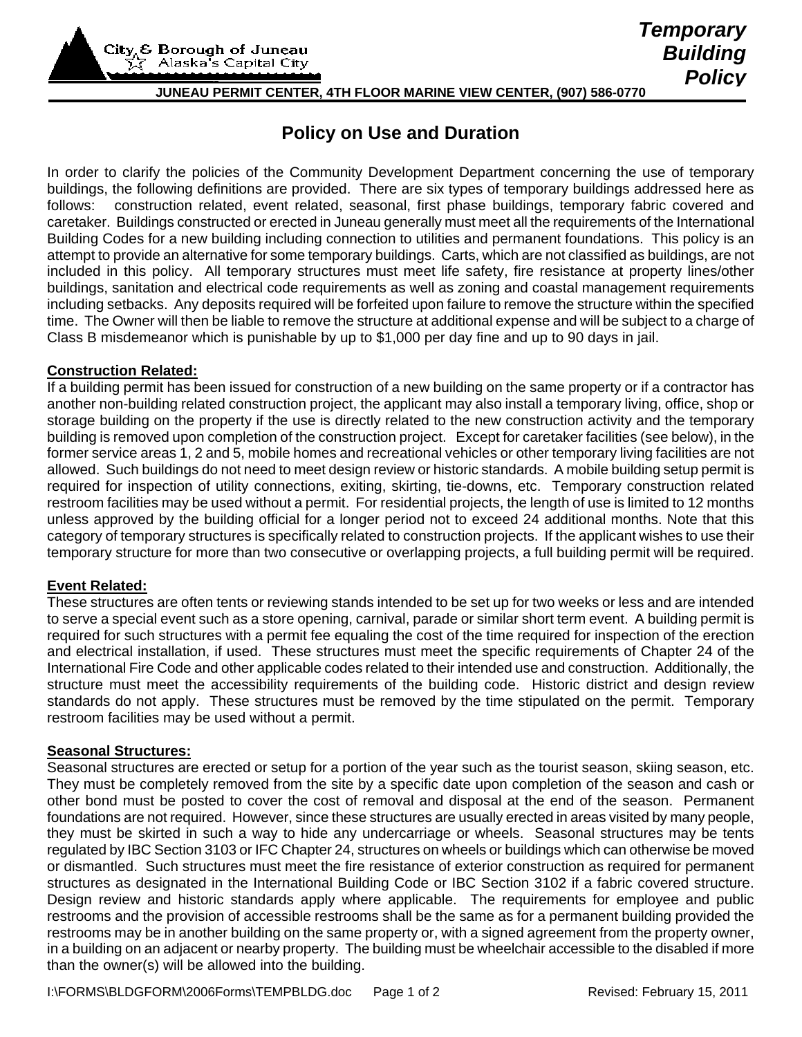City & Borough of Juneau
Alaska's Capital City

# Temporary Building Policy

JUNEAU PERMIT CENTER, 4TH FLOOR MARINE VIEW CENTER, (907) 586-0770

## Policy on Use and Duration

In order to clarify the policies of the Community Development Department concerning the use of temporary buildings, the following definitions are provided. There are six types of temporary buildings addressed here as follows: construction related, event related, seasonal, first phase buildings, temporary fabric covered and caretaker. Buildings constructed or erected in Juneau generally must meet all the requirements of the International Building Codes for a new building including connection to utilities and permanent foundations. This policy is an attempt to provide an alternative for some temporary buildings. Carts, which are not classified as buildings, are not included in this policy. All temporary structures must meet life safety, fire resistance at property lines/other buildings, sanitation and electrical code requirements as well as zoning and coastal management requirements including setbacks. Any deposits required will be forfeited upon failure to remove the structure within the specified time. The Owner will then be liable to remove the structure at additional expense and will be subject to a charge of Class B misdemeanor which is punishable by up to $1,000 per day fine and up to 90 days in jail.

**Construction Related:**

If a building permit has been issued for construction of a new building on the same property or if a contractor has another non-building related construction project, the applicant may also install a temporary living, office, shop or storage building on the property if the use is directly related to the new construction activity and the temporary building is removed upon completion of the construction project. Except for caretaker facilities (see below), in the former service areas 1, 2 and 5, mobile homes and recreational vehicles or other temporary living facilities are not allowed. Such buildings do not need to meet design review or historic standards. A mobile building setup permit is required for inspection of utility connections, exiting, skirting, tie-downs, etc. Temporary construction related restroom facilities may be used without a permit. For residential projects, the length of use is limited to 12 months unless approved by the building official for a longer period not to exceed 24 additional months. Note that this category of temporary structures is specifically related to construction projects. If the applicant wishes to use their temporary structure for more than two consecutive or overlapping projects, a full building permit will be required.

**Event Related:**

These structures are often tents or reviewing stands intended to be set up for two weeks or less and are intended to serve a special event such as a store opening, carnival, parade or similar short term event. A building permit is required for such structures with a permit fee equaling the cost of the time required for inspection of the erection and electrical installation, if used. These structures must meet the specific requirements of Chapter 24 of the International Fire Code and other applicable codes related to their intended use and construction. Additionally, the structure must meet the accessibility requirements of the building code. Historic district and design review standards do not apply. These structures must be removed by the time stipulated on the permit. Temporary restroom facilities may be used without a permit.

**Seasonal Structures:**

Seasonal structures are erected or setup for a portion of the year such as the tourist season, skiing season, etc. They must be completely removed from the site by a specific date upon completion of the season and cash or other bond must be posted to cover the cost of removal and disposal at the end of the season. Permanent foundations are not required. However, since these structures are usually erected in areas visited by many people, they must be skirted in such a way to hide any undercarriage or wheels. Seasonal structures may be tents regulated by IBC Section 3103 or IFC Chapter 24, structures on wheels or buildings which can otherwise be moved or dismantled. Such structures must meet the fire resistance of exterior construction as required for permanent structures as designated in the International Building Code or IBC Section 3102 if a fabric covered structure. Design review and historic standards apply where applicable. The requirements for employee and public restrooms and the provision of accessible restrooms shall be the same as for a permanent building provided the restrooms may be in another building on the same property or, with a signed agreement from the property owner, in a building on an adjacent or nearby property. The building must be wheelchair accessible to the disabled if more than the owner(s) will be allowed into the building.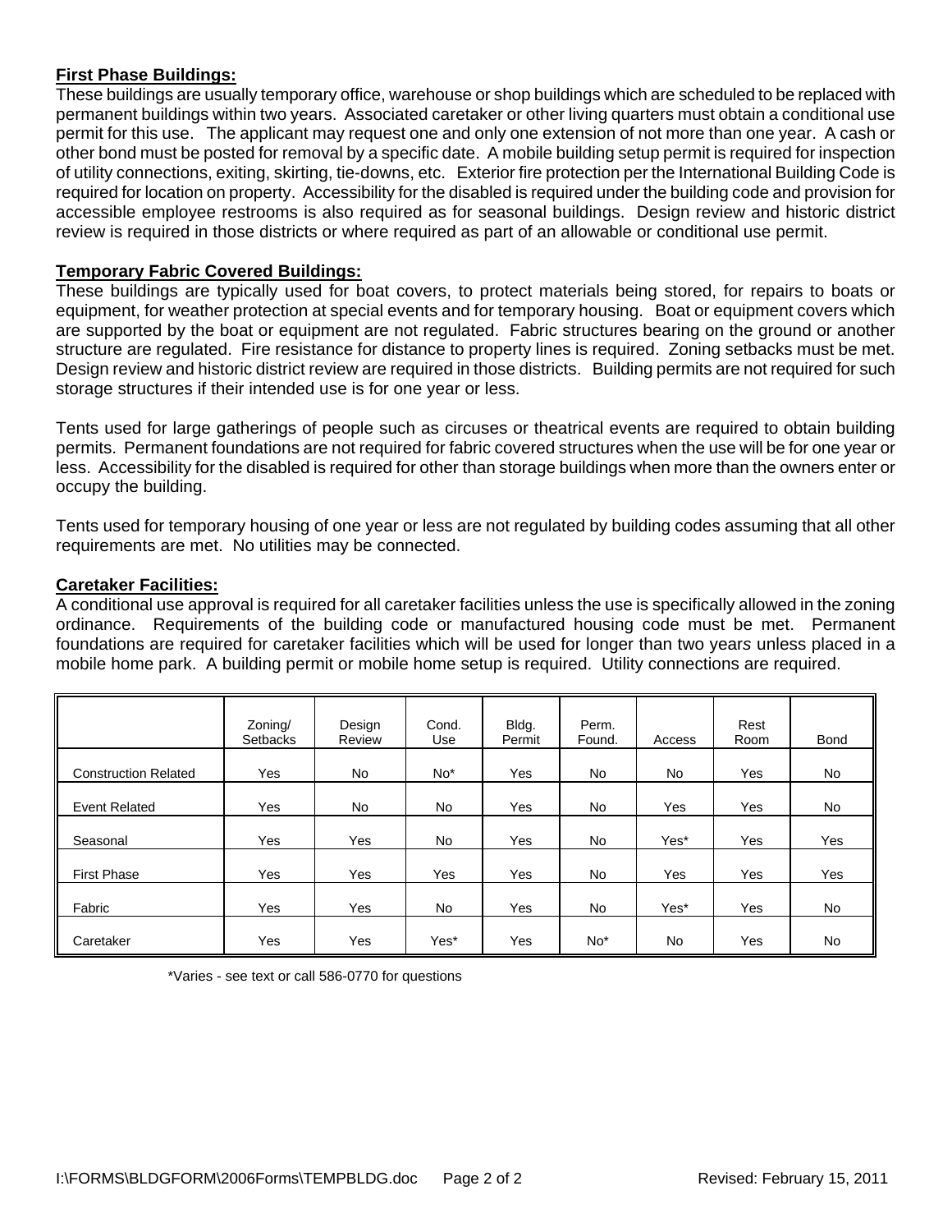**First Phase Buildings:**

These buildings are usually temporary office, warehouse or shop buildings which are scheduled to be replaced with permanent buildings within two years. Associated caretaker or other living quarters must obtain a conditional use permit for this use. The applicant may request one and only one extension of not more than one year. A cash or other bond must be posted for removal by a specific date. A mobile building setup permit is required for inspection of utility connections, exiting, skirting, tie-downs, etc. Exterior fire protection per the International Building Code is required for location on property. Accessibility for the disabled is required under the building code and provision for accessible employee restrooms is also required as for seasonal buildings. Design review and historic district review is required in those districts or where required as part of an allowable or conditional use permit.

**Temporary Fabric Covered Buildings:**

These buildings are typically used for boat covers, to protect materials being stored, for repairs to boats or equipment, for weather protection at special events and for temporary housing. Boat or equipment covers which are supported by the boat or equipment are not regulated. Fabric structures bearing on the ground or another structure are regulated. Fire resistance for distance to property lines is required. Zoning setbacks must be met. Design review and historic district review are required in those districts. Building permits are not required for such storage structures if their intended use is for one year or less.

Tents used for large gatherings of people such as circuses or theatrical events are required to obtain building permits. Permanent foundations are not required for fabric covered structures when the use will be for one year or less. Accessibility for the disabled is required for other than storage buildings when more than the owners enter or occupy the building.

Tents used for temporary housing of one year or less are not regulated by building codes assuming that all other requirements are met. No utilities may be connected.

**Caretaker Facilities:**

A conditional use approval is required for all caretaker facilities unless the use is specifically allowed in the zoning ordinance. Requirements of the building code or manufactured housing code must be met. Permanent foundations are required for caretaker facilities which will be used for longer than two years unless placed in a mobile home park. A building permit or mobile home setup is required. Utility connections are required.

| | Zoning/ Setbacks | Design Review | Cond. Use | Bldg. Permit | Perm. Found. | Access | Rest Room | Bond |
|---|---|---|---|---|---|---|---|---|
| Construction Related | Yes | No | No* | Yes | No | No | Yes | No |
| Event Related | Yes | No | No | Yes | No | Yes | Yes | No |
| Seasonal | Yes | Yes | No | Yes | No | Yes* | Yes | Yes |
| First Phase | Yes | Yes | Yes | Yes | No | Yes | Yes | Yes |
| Fabric | Yes | Yes | No | Yes | No | Yes* | Yes | No |
| Caretaker | Yes | Yes | Yes* | Yes | No* | No | Yes | No |

*Varies - see text or call 586-0770 for questions